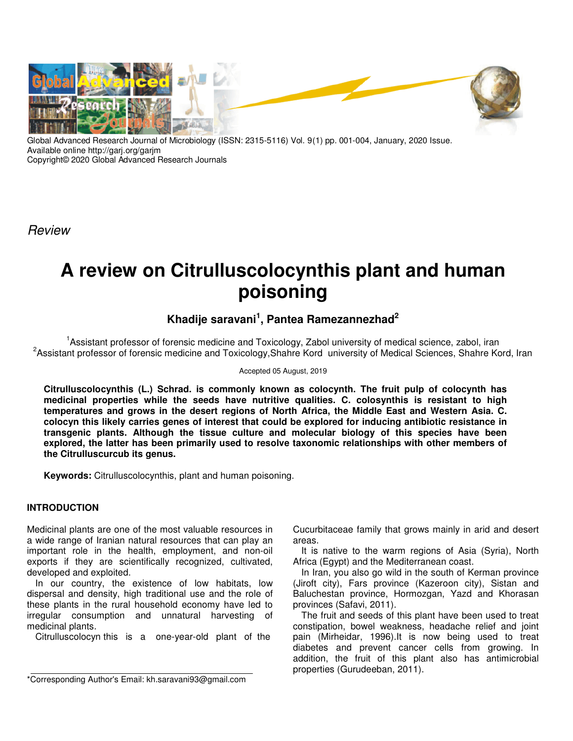*Review*

# A review on Citrulluscolocynthis plant and human poisoning

**Khadije saravani[1], Pantea Ramezannezhad[2]**

[1]Assistant professor of forensic medicine and Toxicology, Zabol university of medical science, zabol, iran
[2]Assistant professor of forensic medicine and Toxicology,Shahre Kord university of Medical Sciences, Shahre Kord, Iran

Accepted 05 August, 2019

**Citrulluscolocynthis (L.) Schrad. is commonly known as colocynth. The fruit pulp of colocynth has medicinal properties while the seeds have nutritive qualities. C. colosynthis is resistant to high temperatures and grows in the desert regions of North Africa, the Middle East and Western Asia. C. colocyn this likely carries genes of interest that could be explored for inducing antibiotic resistance in transgenic plants. Although the tissue culture and molecular biology of this species have been explored, the latter has been primarily used to resolve taxonomic relationships with other members of the Citrulluscurcub its genus.**

**Keywords:** Citrulluscolocynthis, plant and human poisoning.

## INTRODUCTION

Medicinal plants are one of the most valuable resources in a wide range of Iranian natural resources that can play an important role in the health, employment, and non-oil exports if they are scientifically recognized, cultivated, developed and exploited.

In our country, the existence of low habitats, low dispersal and density, high traditional use and the role of these plants in the rural household economy have led to irregular consumption and unnatural harvesting of medicinal plants.

Citrulluscolocyn this is a one-year-old plant of the Cucurbitaceae family that grows mainly in arid and desert areas.

It is native to the warm regions of Asia (Syria), North Africa (Egypt) and the Mediterranean coast.

In Iran, you also go wild in the south of Kerman province (Jiroft city), Fars province (Kazeroon city), Sistan and Baluchestan province, Hormozgan, Yazd and Khorasan provinces (Safavi, 2011).

The fruit and seeds of this plant have been used to treat constipation, bowel weakness, headache relief and joint pain (Mirheidar, 1996).It is now being used to treat diabetes and prevent cancer cells from growing. In addition, the fruit of this plant also has antimicrobial properties (Gurudeeban, 2011).

*Corresponding Author's Email: kh.saravani93@gmail.com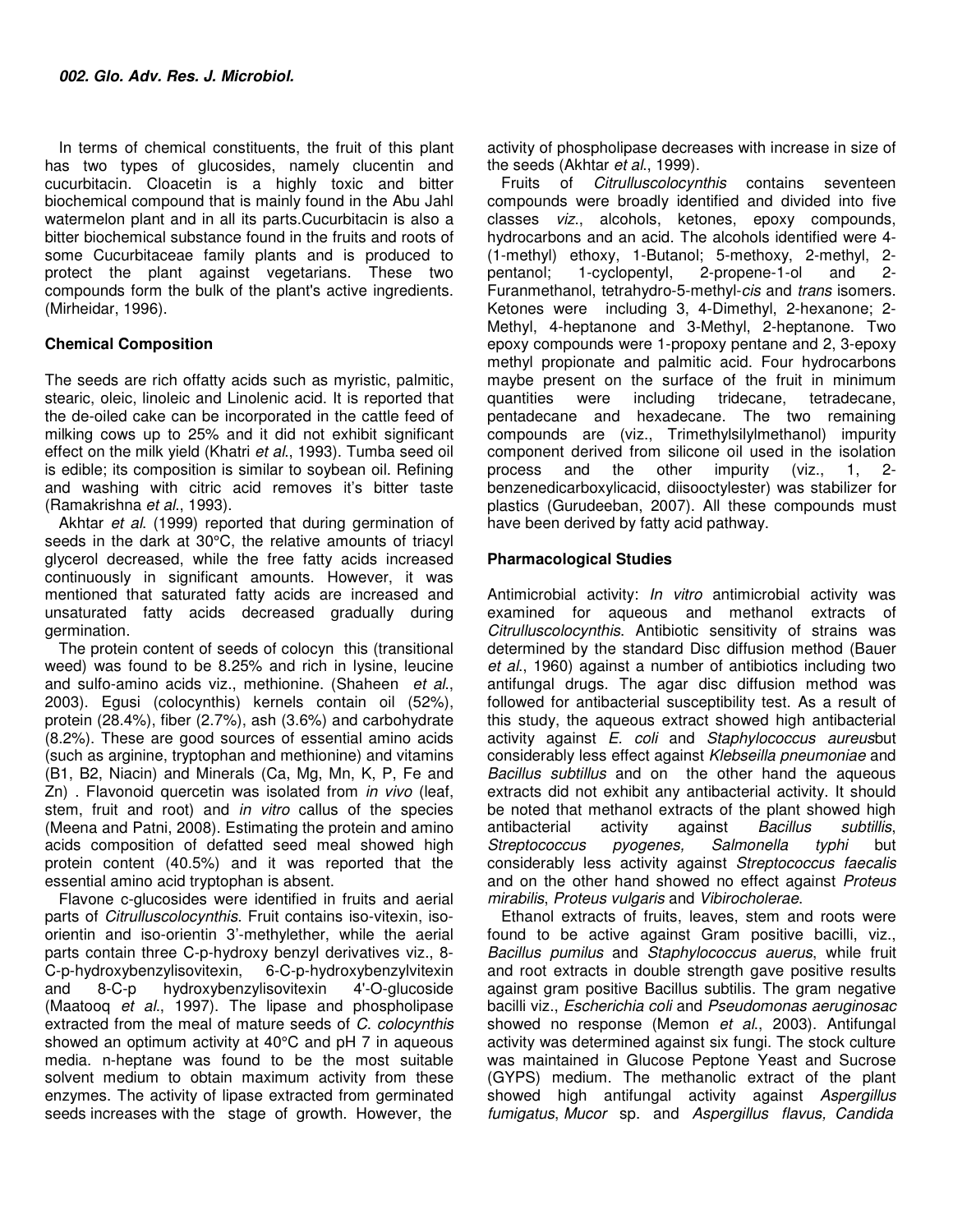In terms of chemical constituents, the fruit of this plant has two types of glucosides, namely clucentin and cucurbitacin. Cloacetin is a highly toxic and bitter biochemical compound that is mainly found in the Abu Jahl watermelon plant and in all its parts.Cucurbitacin is also a bitter biochemical substance found in the fruits and roots of some Cucurbitaceae family plants and is produced to protect the plant against vegetarians. These two compounds form the bulk of the plant's active ingredients. (Mirheidar, 1996).

### Chemical Composition

The seeds are rich offatty acids such as myristic, palmitic, stearic, oleic, linoleic and Linolenic acid. It is reported that the de-oiled cake can be incorporated in the cattle feed of milking cows up to 25% and it did not exhibit significant effect on the milk yield (Khatri *et al*., 1993). Tumba seed oil is edible; its composition is similar to soybean oil. Refining and washing with citric acid removes it's bitter taste (Ramakrishna *et al*., 1993).

Akhtar *et al.* (1999) reported that during germination of seeds in the dark at 30°C, the relative amounts of triacyl glycerol decreased, while the free fatty acids increased continuously in significant amounts. However, it was mentioned that saturated fatty acids are increased and unsaturated fatty acids decreased gradually during germination.

The protein content of seeds of colocyn this (transitional weed) was found to be 8.25% and rich in lysine, leucine and sulfo-amino acids viz., methionine. (Shaheen *et al*., 2003). Egusi (colocynthis) kernels contain oil (52%), protein (28.4%), fiber (2.7%), ash (3.6%) and carbohydrate (8.2%). These are good sources of essential amino acids (such as arginine, tryptophan and methionine) and vitamins (B1, B2, Niacin) and Minerals (Ca, Mg, Mn, K, P, Fe and Zn) . Flavonoid quercetin was isolated from *in vivo* (leaf, stem, fruit and root) and *in vitro* callus of the species (Meena and Patni, 2008). Estimating the protein and amino acids composition of defatted seed meal showed high protein content (40.5%) and it was reported that the essential amino acid tryptophan is absent.

Flavone c-glucosides were identified in fruits and aerial parts of *Citrulluscolocynthis*. Fruit contains iso-vitexin, iso-orientin and iso-orientin 3'-methylether, while the aerial parts contain three C-p-hydroxy benzyl derivatives viz., 8-C-p-hydroxybenzylisovitexin, 6-C-p-hydroxybenzylvitexin and 8-C-p hydroxybenzylisovitexin 4'-O-glucoside (Maatooq *et al*., 1997). The lipase and phospholipase extracted from the meal of mature seeds of *C. colocynthis* showed an optimum activity at 40°C and pH 7 in aqueous media. n-heptane was found to be the most suitable solvent medium to obtain maximum activity from these enzymes. The activity of lipase extracted from germinated seeds increases with the stage of growth. However, the activity of phospholipase decreases with increase in size of the seeds (Akhtar *et al*., 1999).

Fruits of *Citrulluscolocynthis* contains seventeen compounds were broadly identified and divided into five classes *viz*., alcohols, ketones, epoxy compounds, hydrocarbons and an acid. The alcohols identified were 4-(1-methyl) ethoxy, 1-Butanol; 5-methoxy, 2-methyl, 2-pentanol; 1-cyclopentyl, 2-propene-1-ol and 2-Furanmethanol, tetrahydro-5-methyl-*cis* and *trans* isomers. Ketones were including 3, 4-Dimethyl, 2-hexanone; 2-Methyl, 4-heptanone and 3-Methyl, 2-heptanone. Two epoxy compounds were 1-propoxy pentane and 2, 3-epoxy methyl propionate and palmitic acid. Four hydrocarbons maybe present on the surface of the fruit in minimum quantities were including tridecane, tetradecane, pentadecane and hexadecane. The two remaining compounds are (viz., Trimethylsilylmethanol) impurity component derived from silicone oil used in the isolation process and the other impurity (viz., 1, 2-benzenedicarboxylicacid, diisooctylester) was stabilizer for plastics (Gurudeeban, 2007). All these compounds must have been derived by fatty acid pathway.

### Pharmacological Studies

Antimicrobial activity: *In vitro* antimicrobial activity was examined for aqueous and methanol extracts of *Citrulluscolocynthis*. Antibiotic sensitivity of strains was determined by the standard Disc diffusion method (Bauer *et al*., 1960) against a number of antibiotics including two antifungal drugs. The agar disc diffusion method was followed for antibacterial susceptibility test. As a result of this study, the aqueous extract showed high antibacterial activity against *E. coli* and *Staphylococcus aureus*but considerably less effect against *Klebseilla pneumoniae* and *Bacillus subtillus* and on the other hand the aqueous extracts did not exhibit any antibacterial activity. It should be noted that methanol extracts of the plant showed high antibacterial activity against *Bacillus subtillis*, *Streptococcus pyogenes, Salmonella typhi* but considerably less activity against *Streptococcus faecalis* and on the other hand showed no effect against *Proteus mirabilis*, *Proteus vulgaris* and *Vibirocholerae*.

Ethanol extracts of fruits, leaves, stem and roots were found to be active against Gram positive bacilli, viz., *Bacillus pumilus* and *Staphylococcus auerus*, while fruit and root extracts in double strength gave positive results against gram positive Bacillus subtilis. The gram negative bacilli viz., *Escherichia coli* and *Pseudomonas aeruginosac* showed no response (Memon *et al*., 2003). Antifungal activity was determined against six fungi. The stock culture was maintained in Glucose Peptone Yeast and Sucrose (GYPS) medium. The methanolic extract of the plant showed high antifungal activity against *Aspergillus fumigatus*, *Mucor* sp. and *Aspergillus flavus, Candida*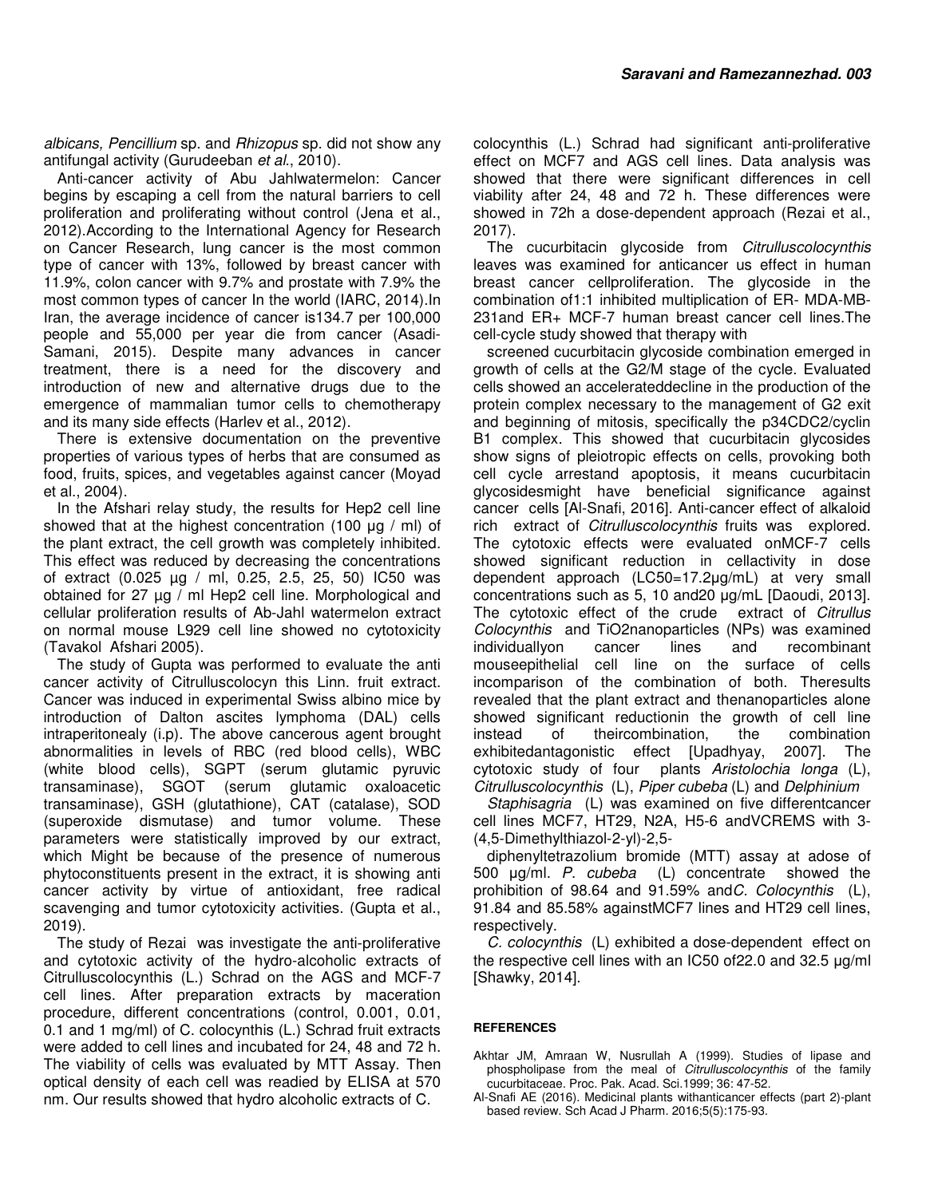*albicans, Pencillium* sp. and *Rhizopus* sp. did not show any antifungal activity (Gurudeeban *et al*., 2010).

Anti-cancer activity of Abu Jahlwatermelon: Cancer begins by escaping a cell from the natural barriers to cell proliferation and proliferating without control (Jena et al., 2012).According to the International Agency for Research on Cancer Research, lung cancer is the most common type of cancer with 13%, followed by breast cancer with 11.9%, colon cancer with 9.7% and prostate with 7.9% the most common types of cancer In the world (IARC, 2014).In Iran, the average incidence of cancer is134.7 per 100,000 people and 55,000 per year die from cancer (Asadi-Samani, 2015). Despite many advances in cancer treatment, there is a need for the discovery and introduction of new and alternative drugs due to the emergence of mammalian tumor cells to chemotherapy and its many side effects (Harlev et al., 2012).

There is extensive documentation on the preventive properties of various types of herbs that are consumed as food, fruits, spices, and vegetables against cancer (Moyad et al., 2004).

In the Afshari relay study, the results for Hep2 cell line showed that at the highest concentration (100 µg / ml) of the plant extract, the cell growth was completely inhibited. This effect was reduced by decreasing the concentrations of extract (0.025 µg / ml, 0.25, 2.5, 25, 50) IC50 was obtained for 27 µg / ml Hep2 cell line. Morphological and cellular proliferation results of Ab-Jahl watermelon extract on normal mouse L929 cell line showed no cytotoxicity (Tavakol Afshari 2005).

The study of Gupta was performed to evaluate the anti cancer activity of Citrulluscolocyn this Linn. fruit extract. Cancer was induced in experimental Swiss albino mice by introduction of Dalton ascites lymphoma (DAL) cells intraperitonealy (i.p). The above cancerous agent brought abnormalities in levels of RBC (red blood cells), WBC (white blood cells), SGPT (serum glutamic pyruvic transaminase), SGOT (serum glutamic oxaloacetic transaminase), GSH (glutathione), CAT (catalase), SOD (superoxide dismutase) and tumor volume. These parameters were statistically improved by our extract, which Might be because of the presence of numerous phytoconstituents present in the extract, it is showing anti cancer activity by virtue of antioxidant, free radical scavenging and tumor cytotoxicity activities. (Gupta et al., 2019).

The study of Rezai was investigate the anti-proliferative and cytotoxic activity of the hydro-alcoholic extracts of Citrulluscolocynthis (L.) Schrad on the AGS and MCF-7 cell lines. After preparation extracts by maceration procedure, different concentrations (control, 0.001, 0.01, 0.1 and 1 mg/ml) of C. colocynthis (L.) Schrad fruit extracts were added to cell lines and incubated for 24, 48 and 72 h. The viability of cells was evaluated by MTT Assay. Then optical density of each cell was readied by ELISA at 570 nm. Our results showed that hydro alcoholic extracts of C. colocynthis (L.) Schrad had significant anti-proliferative effect on MCF7 and AGS cell lines. Data analysis was showed that there were significant differences in cell viability after 24, 48 and 72 h. These differences were showed in 72h a dose-dependent approach (Rezai et al., 2017).

The cucurbitacin glycoside from *Citrulluscolocynthis* leaves was examined for anticancer us effect in human breast cancer cellproliferation. The glycoside in the combination of1:1 inhibited multiplication of ER- MDA-MB-231and ER+ MCF-7 human breast cancer cell lines.The cell-cycle study showed that therapy with screened cucurbitacin glycoside combination emerged in growth of cells at the G2/M stage of the cycle. Evaluated cells showed an accelerateddecline in the production of the protein complex necessary to the management of G2 exit and beginning of mitosis, specifically the p34CDC2/cyclin B1 complex. This showed that cucurbitacin glycosides show signs of pleiotropic effects on cells, provoking both cell cycle arrestand apoptosis, it means cucurbitacin glycosidesmight have beneficial significance against cancer cells [Al-Snafi, 2016]. Anti-cancer effect of alkaloid rich extract of *Citrulluscolocynthis* fruits was explored. The cytotoxic effects were evaluated onMCF-7 cells showed significant reduction in cellactivity in dose dependent approach (LC50=17.2µg/mL) at very small concentrations such as 5, 10 and20 µg/mL [Daoudi, 2013]. The cytotoxic effect of the crude extract of *Citrullus Colocynthis* and TiO2nanoparticles (NPs) was examined individuallyon cancer lines and recombinant mouseepithelial cell line on the surface of cells incomparison of the combination of both. Theresults revealed that the plant extract and thenanoparticles alone showed significant reductionin the growth of cell line instead of theircombination, the combination exhibitedantagonistic effect [Upadhyay, 2007]. The cytotoxic study of four plants *Aristolochia longa* (L), *Citrulluscolocynthis* (L), *Piper cubeba* (L) and *Delphinium Staphisagria* (L) was examined on five differentcancer cell lines MCF7, HT29, N2A, H5-6 andVCREMS with 3-(4,5-Dimethylthiazol-2-yl)-2,5-diphenyltetrazolium bromide (MTT) assay at adose of 500 µg/ml. *P. cubeba* (L) concentrate showed the prohibition of 98.64 and 91.59% and*C. Colocynthis* (L), 91.84 and 85.58% againstMCF7 lines and HT29 cell lines, respectively.

*C. colocynthis* (L) exhibited a dose-dependent effect on the respective cell lines with an IC50 of22.0 and 32.5 µg/ml [Shawky, 2014].

## REFERENCES

Akhtar JM, Amraan W, Nusrullah A (1999). Studies of lipase and phospholipase from the meal of *Citrulluscolocynthis* of the family cucurbitaceae. Proc. Pak. Acad. Sci.1999; 36: 47-52.

Al-Snafi AE (2016). Medicinal plants withanticancer effects (part 2)-plant based review. Sch Acad J Pharm. 2016;5(5):175-93.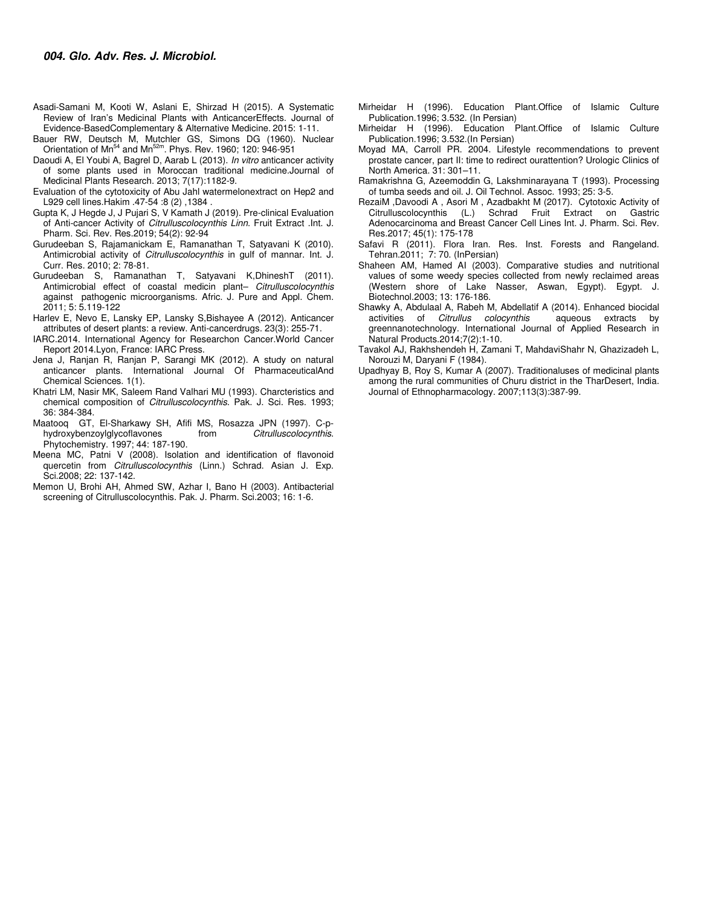Asadi-Samani M, Kooti W, Aslani E, Shirzad H (2015). A Systematic Review of Iran's Medicinal Plants with AnticancerEffects. Journal of Evidence-BasedComplementary & Alternative Medicine. 2015: 1-11.

Bauer RW, Deutsch M, Mutchler GS, Simons DG (1960). Nuclear Orientation of $Mn^{54}$ and $Mn^{52m}$. Phys. Rev. 1960; 120: 946-951

Daoudi A, El Youbi A, Bagrel D, Aarab L (2013). *In vitro* anticancer activity of some plants used in Moroccan traditional medicine.Journal of Medicinal Plants Research. 2013; 7(17):1182-9.

Evaluation of the cytotoxicity of Abu Jahl watermelonextract on Hep2 and L929 cell lines.Hakim .47-54 :8 (2) ,1384 .

Gupta K, J Hegde J, J Pujari S, V Kamath J (2019). Pre-clinical Evaluation of Anti-cancer Activity of *Citrulluscolocynthis Linn*. Fruit Extract .Int. J. Pharm. Sci. Rev. Res.2019; 54(2): 92-94

Gurudeeban S, Rajamanickam E, Ramanathan T, Satyavani K (2010). Antimicrobial activity of *Citrulluscolocynthis* in gulf of mannar. Int. J. Curr. Res. 2010; 2: 78-81.

Gurudeeban S, Ramanathan T, Satyavani K,DhineshT (2011). Antimicrobial effect of coastal medicin plant– *Citrulluscolocynthis* against pathogenic microorganisms. Afric. J. Pure and Appl. Chem. 2011; 5: 5.119-122

Harlev E, Nevo E, Lansky EP, Lansky S,Bishayee A (2012). Anticancer attributes of desert plants: a review. Anti-cancerdrugs. 23(3): 255-71.

IARC.2014. International Agency for Researchon Cancer.World Cancer Report 2014.Lyon, France: IARC Press.

Jena J, Ranjan R, Ranjan P, Sarangi MK (2012). A study on natural anticancer plants. International Journal Of PharmaceuticalAnd Chemical Sciences. 1(1).

Khatri LM, Nasir MK, Saleem Rand Valhari MU (1993). Charcteristics and chemical composition of *Citrulluscolocynthis*. Pak. J. Sci. Res. 1993; 36: 384-384.

Maatooq GT, El-Sharkawy SH, Afifi MS, Rosazza JPN (1997). C-p-hydroxybenzoylglycoflavones from *Citrulluscolocynthis*. Phytochemistry. 1997; 44: 187-190.

Meena MC, Patni V (2008). Isolation and identification of flavonoid quercetin from *Citrulluscolocynthis* (Linn.) Schrad. Asian J. Exp. Sci.2008; 22: 137-142.

Memon U, Brohi AH, Ahmed SW, Azhar I, Bano H (2003). Antibacterial screening of Citrulluscolocynthis. Pak. J. Pharm. Sci.2003; 16: 1-6.

Mirheidar H (1996). Education Plant.Office of Islamic Culture Publication.1996; 3.532. (In Persian)

Mirheidar H (1996). Education Plant.Office of Islamic Culture Publication.1996; 3.532.(In Persian)

Moyad MA, Carroll PR. 2004. Lifestyle recommendations to prevent prostate cancer, part II: time to redirect ourattention? Urologic Clinics of North America. 31: 301–11.

Ramakrishna G, Azeemoddin G, Lakshminarayana T (1993). Processing of tumba seeds and oil. J. Oil Technol. Assoc. 1993; 25: 3-5.

RezaiM ,Davoodi A , Asori M , Azadbakht M (2017). Cytotoxic Activity of Citrulluscolocynthis (L.) Schrad Fruit Extract on Gastric Adenocarcinoma and Breast Cancer Cell Lines Int. J. Pharm. Sci. Rev. Res.2017; 45(1): 175-178

Safavi R (2011). Flora Iran. Res. Inst. Forests and Rangeland. Tehran.2011; 7: 70. (InPersian)

Shaheen AM, Hamed AI (2003). Comparative studies and nutritional values of some weedy species collected from newly reclaimed areas (Western shore of Lake Nasser, Aswan, Egypt). Egypt. J. Biotechnol.2003; 13: 176-186.

Shawky A, Abdulaal A, Rabeh M, Abdellatif A (2014). Enhanced biocidal activities of *Citrullus colocynthis* aqueous extracts by greennanotechnology. International Journal of Applied Research in Natural Products.2014;7(2):1-10.

Tavakol AJ, Rakhshendeh H, Zamani T, MahdaviShahr N, Ghizazadeh L, Norouzi M, Daryani F (1984).

Upadhyay B, Roy S, Kumar A (2007). Traditionaluses of medicinal plants among the rural communities of Churu district in the TharDesert, India. Journal of Ethnopharmacology. 2007;113(3):387-99.